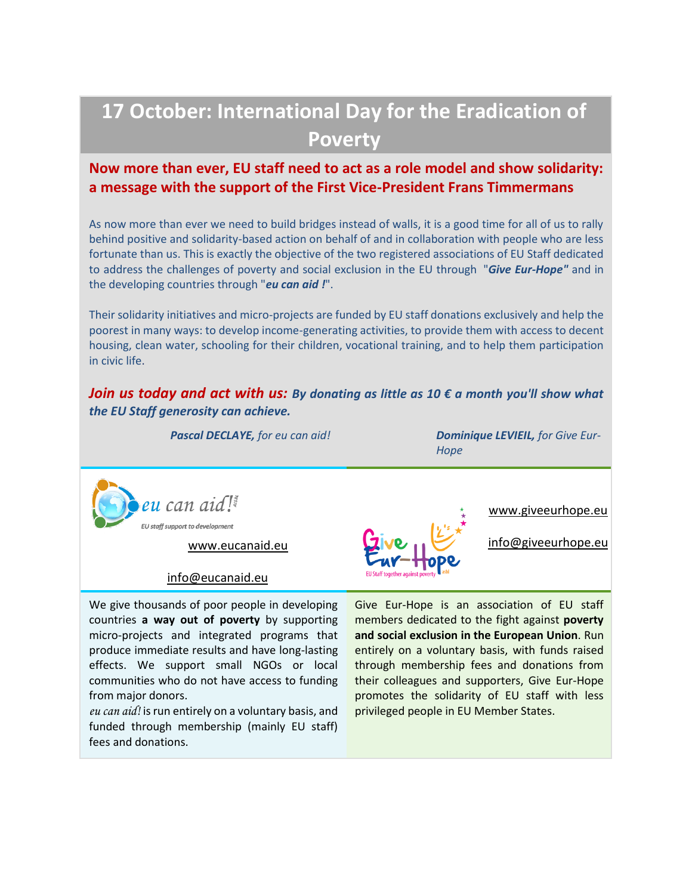# 17 October: International Day for the Eradication of Poverty

## Now more than ever, EU staff need to act as a role model and show solidarity: a message with the support of the First Vice-President Frans Timmermans

As now more than ever we need to build bridges instead of walls, it is a good time for all of us to rally behind positive and solidarity-based action on behalf of and in collaboration with people who are less fortunate than us. This is exactly the objective of the two registered associations of EU Staff dedicated to address the challenges of poverty and social exclusion in the EU through "***Give Eur-Hope***" and in the developing countries through "***eu can aid !***".

Their solidarity initiatives and micro-projects are funded by EU staff donations exclusively and help the poorest in many ways: to develop income-generating activities, to provide them with access to decent housing, clean water, schooling for their children, vocational training, and to help them participation in civic life.

***Join us today and act with us:*** ***By donating as little as 10 € a month you'll show what the EU Staff generosity can achieve.***

***Pascal DECLAYE,*** *for eu can aid!*

***Dominique LEVIEIL,*** *for Give Eur-Hope*

eu can aid! AISBL
EU staff support to development

www.eucanaid.eu

info@eucanaid.eu

We give thousands of poor people in developing countries **a way out of poverty** by supporting micro-projects and integrated programs that produce immediate results and have long-lasting effects. We support small NGOs or local communities who do not have access to funding from major donors.

*eu can aid!* is run entirely on a voluntary basis, and funded through membership (mainly EU staff) fees and donations.

Give Eur-Hope asbl
EU Staff together against poverty

www.giveeurhope.eu

info@giveeurhope.eu

Give Eur-Hope is an association of EU staff members dedicated to the fight against **poverty and social exclusion in the European Union**. Run entirely on a voluntary basis, with funds raised through membership fees and donations from their colleagues and supporters, Give Eur-Hope promotes the solidarity of EU staff with less privileged people in EU Member States.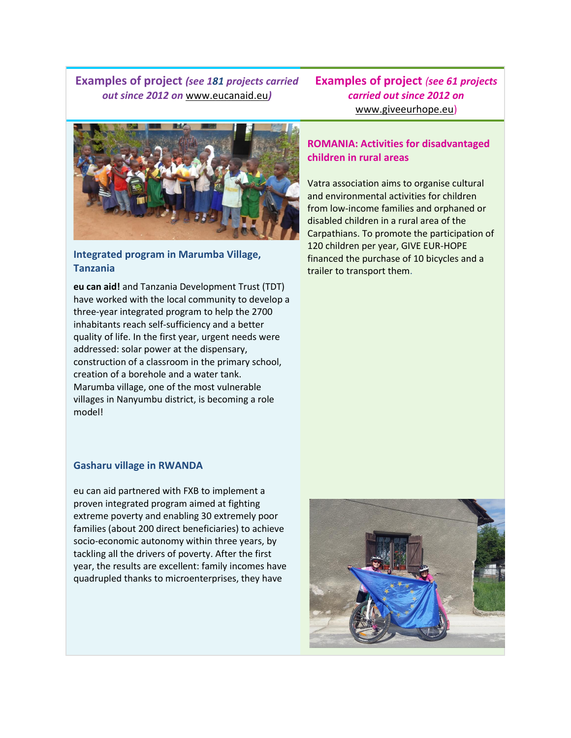## Examples of project *(see 181 projects carried out since 2012 on* www.eucanaid.eu*)*

### Integrated program in Marumba Village, Tanzania

**eu can aid!** and Tanzania Development Trust (TDT) have worked with the local community to develop a three-year integrated program to help the 2700 inhabitants reach self-sufficiency and a better quality of life. In the first year, urgent needs were addressed: solar power at the dispensary, construction of a classroom in the primary school, creation of a borehole and a water tank. Marumba village, one of the most vulnerable villages in Nanyumbu district, is becoming a role model!

### Gasharu village in RWANDA

eu can aid partnered with FXB to implement a proven integrated program aimed at fighting extreme poverty and enabling 30 extremely poor families (about 200 direct beneficiaries) to achieve socio-economic autonomy within three years, by tackling all the drivers of poverty. After the first year, the results are excellent: family incomes have quadrupled thanks to microenterprises, they have

## Examples of project *(see 61 projects carried out since 2012 on* www.giveeurhope.eu*)*

### ROMANIA: Activities for disadvantaged children in rural areas

Vatra association aims to organise cultural and environmental activities for children from low-income families and orphaned or disabled children in a rural area of the Carpathians. To promote the participation of 120 children per year, GIVE EUR-HOPE financed the purchase of 10 bicycles and a trailer to transport them.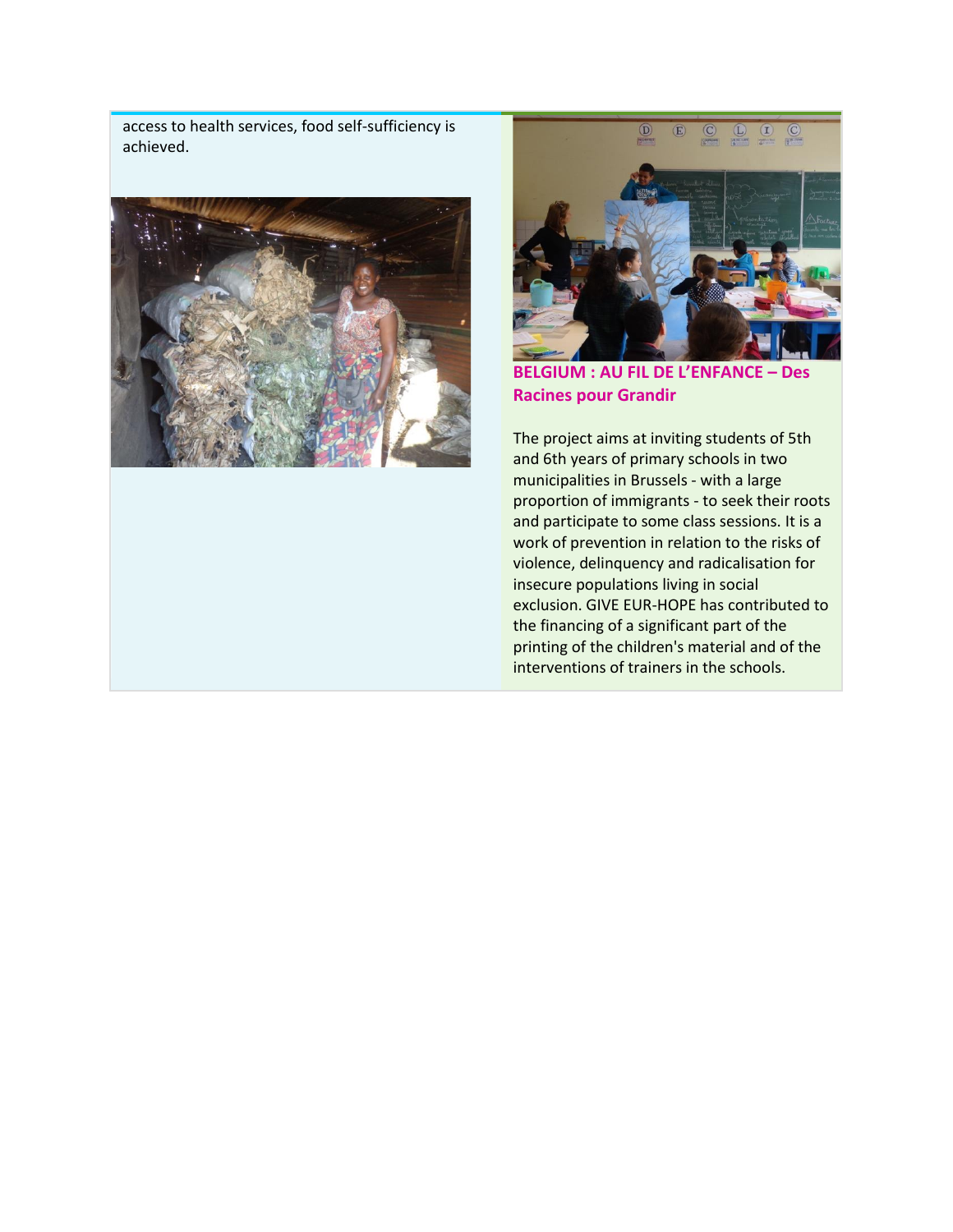access to health services, food self-sufficiency is achieved.

**BELGIUM : AU FIL DE L'ENFANCE – Des Racines pour Grandir**

The project aims at inviting students of 5th and 6th years of primary schools in two municipalities in Brussels - with a large proportion of immigrants - to seek their roots and participate to some class sessions. It is a work of prevention in relation to the risks of violence, delinquency and radicalisation for insecure populations living in social exclusion. GIVE EUR-HOPE has contributed to the financing of a significant part of the printing of the children's material and of the interventions of trainers in the schools.